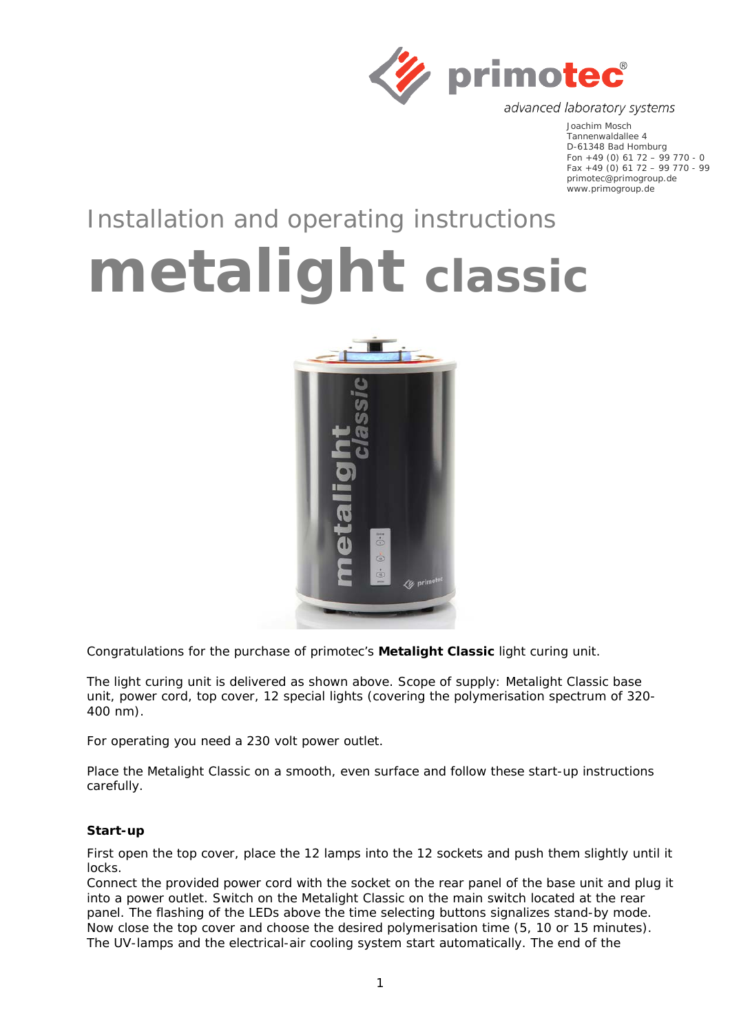primotec®

*advanced laboratory systems*

Joachim Mosch
Tannenwaldallee 4
D-61348 Bad Homburg
Fon +49 (0) 61 72 – 99 770 - 0
Fax +49 (0) 61 72 – 99 770 - 99
primotec@primogroup.de
www.primogroup.de

Installation and operating instructions

# metalight classic

Congratulations for the purchase of primotec's **Metalight Classic** light curing unit.

The light curing unit is delivered as shown above. Scope of supply: Metalight Classic base unit, power cord, top cover, 12 special lights (covering the polymerisation spectrum of 320-400 nm).

For operating you need a 230 volt power outlet.

Place the Metalight Classic on a smooth, even surface and follow these start-up instructions carefully.

**Start-up**

First open the top cover, place the 12 lamps into the 12 sockets and push them slightly until it locks.
Connect the provided power cord with the socket on the rear panel of the base unit and plug it into a power outlet. Switch on the Metalight Classic on the main switch located at the rear panel. The flashing of the LEDs above the time selecting buttons signalizes stand-by mode. Now close the top cover and choose the desired polymerisation time (5, 10 or 15 minutes). The UV-lamps and the electrical-air cooling system start automatically. The end of the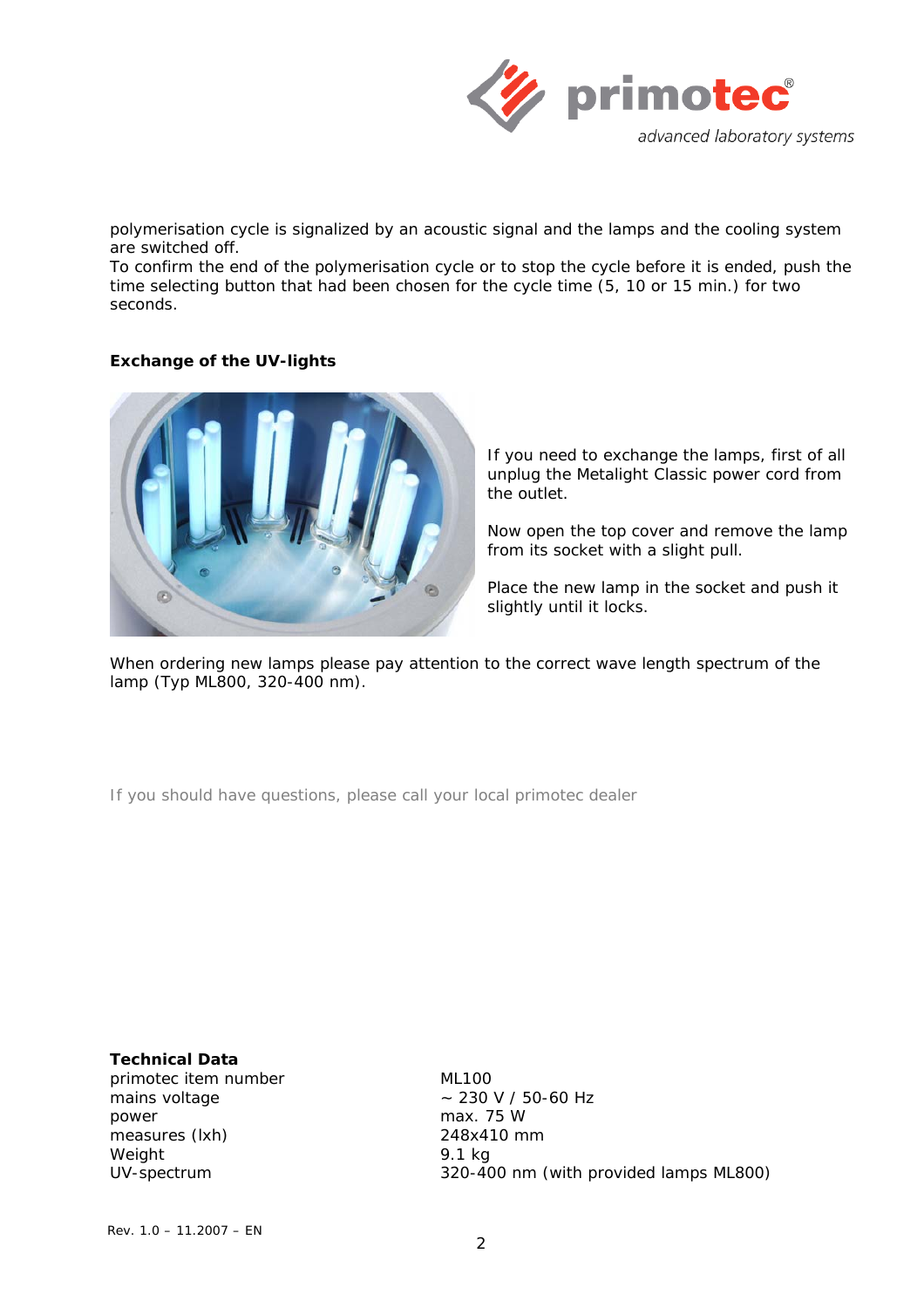polymerisation cycle is signalized by an acoustic signal and the lamps and the cooling system are switched off.
To confirm the end of the polymerisation cycle or to stop the cycle before it is ended, push the time selecting button that had been chosen for the cycle time (5, 10 or 15 min.) for two seconds.

**Exchange of the UV-lights**

If you need to exchange the lamps, first of all unplug the Metalight Classic power cord from the outlet.

Now open the top cover and remove the lamp from its socket with a slight pull.

Place the new lamp in the socket and push it slightly until it locks.

When ordering new lamps please pay attention to the correct wave length spectrum of the lamp (Typ ML800, 320-400 nm).

If you should have questions, please call your local primotec dealer

**Technical Data**

| | |
|---|---|
| primotec item number | ML100 |
| mains voltage | ~ 230 V / 50-60 Hz |
| power | max. 75 W |
| measures (lxh) | 248x410 mm |
| Weight | 9.1 kg |
| UV-spectrum | 320-400 nm (with provided lamps ML800) |

Rev. 1.0 – 11.2007 – EN